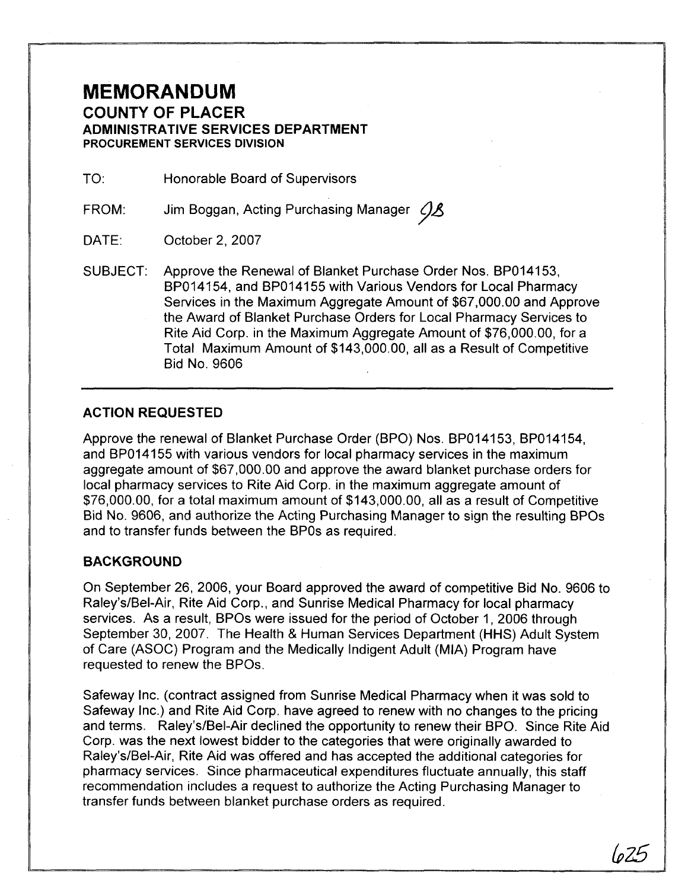# MEMORANDUM

## COUNTY OF PLACER

### ADMINISTRATIVE SERVICES DEPARTMENT

**PROCUREMENT SERVICES DIVISION**

TO: Honorable Board of Supervisors

FROM: Jim Boggan, Acting Purchasing Manager

DATE: October 2, 2007

SUBJECT: Approve the Renewal of Blanket Purchase Order Nos. BP014153, BP014154, and BP014155 with Various Vendors for Local Pharmacy Services in the Maximum Aggregate Amount of $67,000.00 and Approve the Award of Blanket Purchase Orders for Local Pharmacy Services to Rite Aid Corp. in the Maximum Aggregate Amount of $76,000.00, for a Total Maximum Amount of $143,000.00, all as a Result of Competitive Bid No. 9606

---

## ACTION REQUESTED

Approve the renewal of Blanket Purchase Order (BPO) Nos. BP014153, BP014154, and BP014155 with various vendors for local pharmacy services in the maximum aggregate amount of $67,000.00 and approve the award blanket purchase orders for local pharmacy services to Rite Aid Corp. in the maximum aggregate amount of $76,000.00, for a total maximum amount of $143,000.00, all as a result of Competitive Bid No. 9606, and authorize the Acting Purchasing Manager to sign the resulting BPOs and to transfer funds between the BP0s as required.

## BACKGROUND

On September 26, 2006, your Board approved the award of competitive Bid No. 9606 to Raley's/Bel-Air, Rite Aid Corp., and Sunrise Medical Pharmacy for local pharmacy services. As a result, BPOs were issued for the period of October 1, 2006 through September 30, 2007. The Health & Human Services Department (HHS) Adult System of Care (ASOC) Program and the Medically Indigent Adult (MIA) Program have requested to renew the BPOs.

Safeway Inc. (contract assigned from Sunrise Medical Pharmacy when it was sold to Safeway Inc.) and Rite Aid Corp. have agreed to renew with no changes to the pricing and terms. Raley's/Bel-Air declined the opportunity to renew their BPO. Since Rite Aid Corp. was the next lowest bidder to the categories that were originally awarded to Raley's/Bel-Air, Rite Aid was offered and has accepted the additional categories for pharmacy services. Since pharmaceutical expenditures fluctuate annually, this staff recommendation includes a request to authorize the Acting Purchasing Manager to transfer funds between blanket purchase orders as required.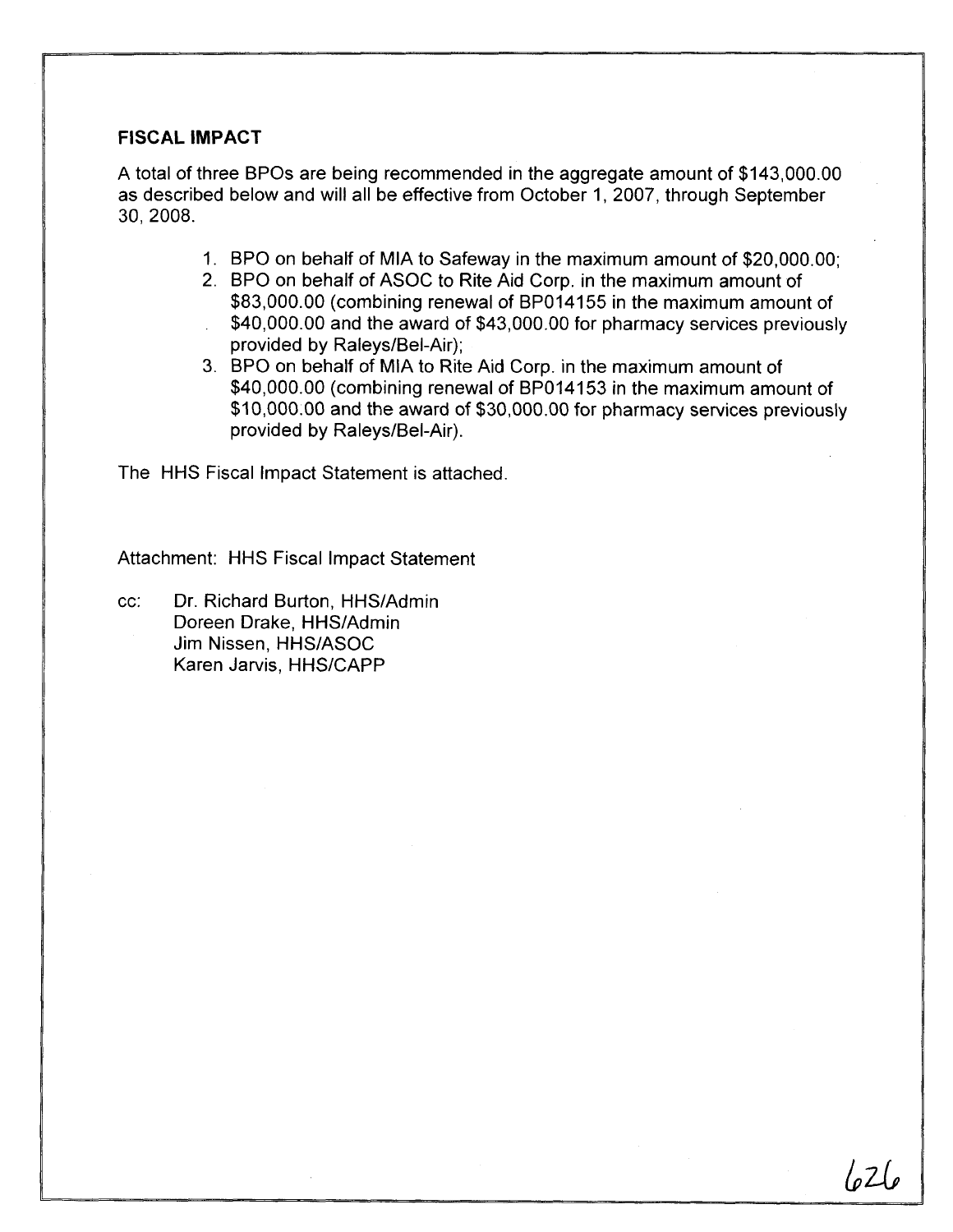## FISCAL IMPACT

A total of three BPOs are being recommended in the aggregate amount of $143,000.00 as described below and will all be effective from October 1, 2007, through September 30, 2008.

1. BPO on behalf of MIA to Safeway in the maximum amount of $20,000.00;
2. BPO on behalf of ASOC to Rite Aid Corp. in the maximum amount of $83,000.00 (combining renewal of BP014155 in the maximum amount of $40,000.00 and the award of $43,000.00 for pharmacy services previously provided by Raleys/Bel-Air);
3. BPO on behalf of MIA to Rite Aid Corp. in the maximum amount of $40,000.00 (combining renewal of BP014153 in the maximum amount of $10,000.00 and the award of $30,000.00 for pharmacy services previously provided by Raleys/Bel-Air).

The HHS Fiscal Impact Statement is attached.

Attachment: HHS Fiscal Impact Statement

cc: Dr. Richard Burton, HHS/Admin
Doreen Drake, HHS/Admin
Jim Nissen, HHS/ASOC
Karen Jarvis, HHS/CAPP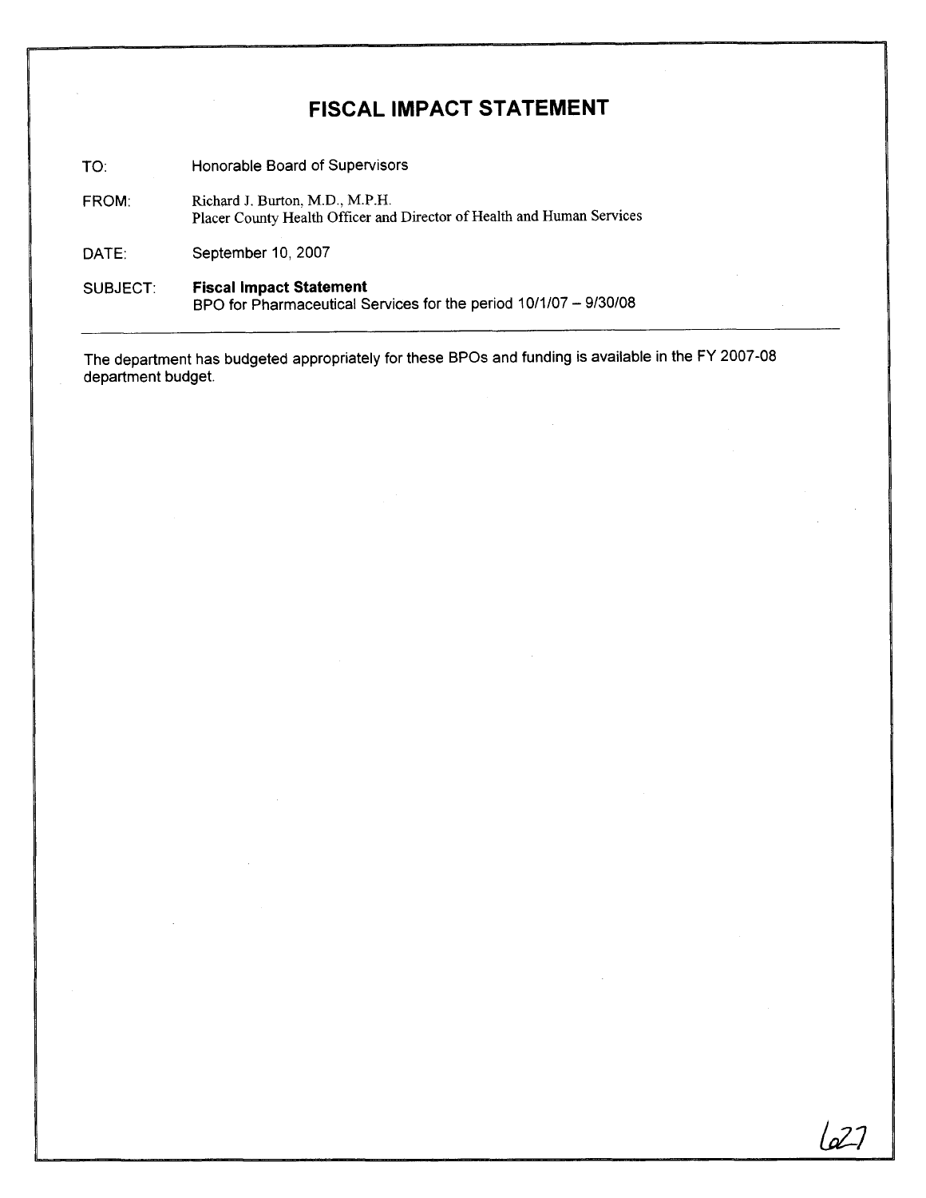# FISCAL IMPACT STATEMENT

TO: Honorable Board of Supervisors

FROM: Richard J. Burton, M.D., M.P.H.
Placer County Health Officer and Director of Health and Human Services

DATE: September 10, 2007

SUBJECT: **Fiscal Impact Statement**
BPO for Pharmaceutical Services for the period 10/1/07 – 9/30/08

---

The department has budgeted appropriately for these BPOs and funding is available in the FY 2007-08 department budget.